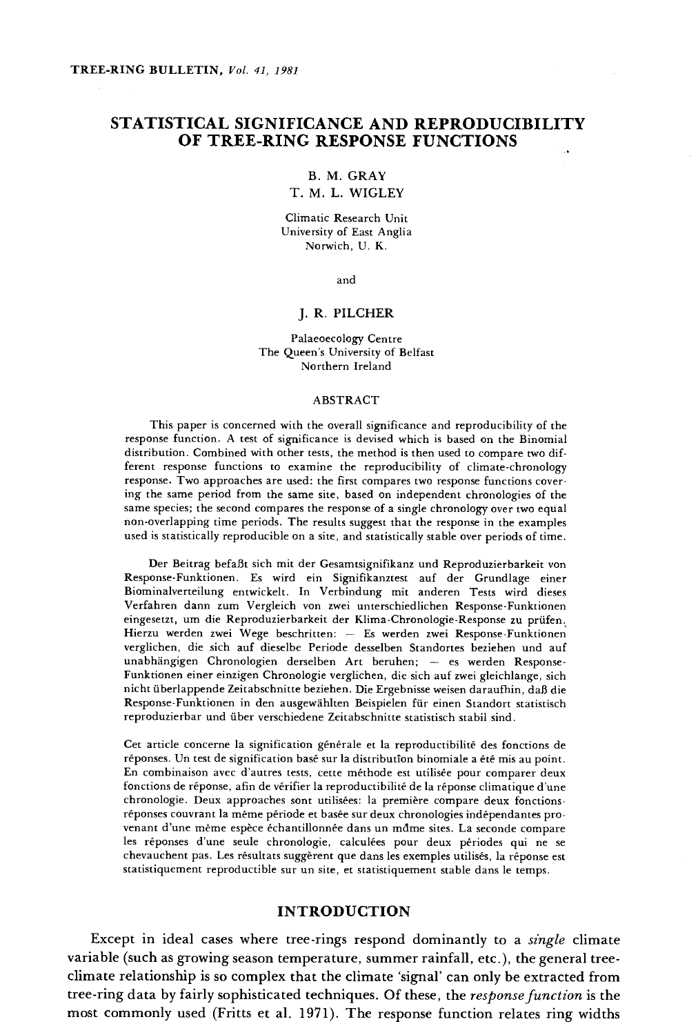# STATISTICAL SIGNIFICANCE AND REPRODUCIBILITY OF TREE-RING RESPONSE FUNCTIONS

B. M. GRAY
T. M. L. WIGLEY

Climatic Research Unit
University of East Anglia
Norwich, U. K.

and

J. R. PILCHER

Palaeoecology Centre
The Queen's University of Belfast
Northern Ireland

## ABSTRACT

This paper is concerned with the overall significance and reproducibility of the response function. A test of significance is devised which is based on the Binomial distribution. Combined with other tests, the method is then used to compare two different response functions to examine the reproducibility of climate-chronology response. Two approaches are used: the first compares two response functions covering the same period from the same site, based on independent chronologies of the same species; the second compares the response of a single chronology over two equal non-overlapping time periods. The results suggest that the response in the examples used is statistically reproducible on a site, and statistically stable over periods of time.

Der Beitrag befaßt sich mit der Gesamtsignifikanz und Reproduzierbarkeit von Response-Funktionen. Es wird ein Signifikanztest auf der Grundlage einer Biominalverteilung entwickelt. In Verbindung mit anderen Tests wird dieses Verfahren dann zum Vergleich von zwei unterschiedlichen Response-Funktionen eingesetzt, um die Reproduzierbarkeit der Klima-Chronologie-Response zu prüfen. Hierzu werden zwei Wege beschritten: — Es werden zwei Response-Funktionen verglichen, die sich auf dieselbe Periode desselben Standortes beziehen und auf unabhängigen Chronologien derselben Art beruhen; — es werden Response-Funktionen einer einzigen Chronologie verglichen, die sich auf zwei gleichlange, sich nicht überlappende Zeitabschnitte beziehen. Die Ergebnisse weisen daraufhin, daß die Response-Funktionen in den ausgewählten Beispielen für einen Standort statistisch reproduzierbar und über verschiedene Zeitabschnitte statistisch stabil sind.

Cet article concerne la signification générale et la reproductibilité des fonctions de réponses. Un test de signification basé sur la distributîon binomiale a été mis au point. En combinaison avec d'autres tests, cette méthode est utilisée pour comparer deux fonctions de réponse, afin de vérifier la reproductibilité de la réponse climatique d'une chronologie. Deux approaches sont utilisées: la première compare deux fonctions-réponses couvrant la même période et basée sur deux chronologies indépendantes provenant d'une même espèce échantillonnée dans un même sites. La seconde compare les réponses d'une seule chronologie, calculées pour deux périodes qui ne se chevauchent pas. Les résultats suggèrent que dans les exemples utilisés, la réponse est statistiquement reproductible sur un site, et statistiquement stable dans le temps.

## INTRODUCTION

Except in ideal cases where tree-rings respond dominantly to a *single* climate variable (such as growing season temperature, summer rainfall, etc.), the general tree-climate relationship is so complex that the climate 'signal' can only be extracted from tree-ring data by fairly sophisticated techniques. Of these, the *response function* is the most commonly used (Fritts et al. 1971). The response function relates ring widths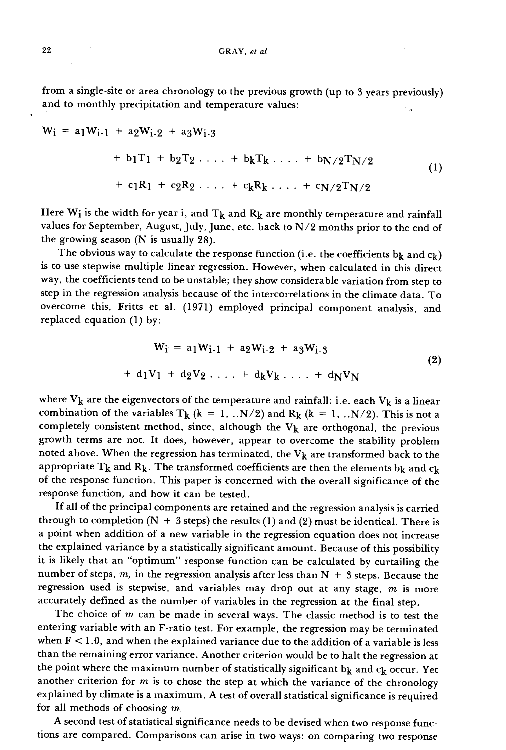from a single-site or area chronology to the previous growth (up to 3 years previously) and to monthly precipitation and temperature values:

$$
\begin{aligned}
W_i = {} & a_1W_{i-1} + a_2W_{i-2} + a_3W_{i-3} \\
& + b_1T_1 + b_2T_2 \ldots . + b_kT_k \ldots . + b_{N/2}T_{N/2} \\
& + c_1R_1 + c_2R_2 \ldots . + c_kR_k \ldots . + c_{N/2}T_{N/2}
\end{aligned}
\tag{1}
$$

Here $W_i$ is the width for year i, and $T_k$ and $R_k$ are monthly temperature and rainfall values for September, August, July, June, etc. back to N/2 months prior to the end of the growing season (N is usually 28).

The obvious way to calculate the response function (i.e. the coefficients $b_k$ and $c_k$) is to use stepwise multiple linear regression. However, when calculated in this direct way, the coefficients tend to be unstable; they show considerable variation from step to step in the regression analysis because of the intercorrelations in the climate data. To overcome this, Fritts et al. (1971) employed principal component analysis, and replaced equation (1) by:

$$
\begin{aligned}
W_i = {} & a_1W_{i-1} + a_2W_{i-2} + a_3W_{i-3} \\
& + d_1V_1 + d_2V_2 \ldots . + d_kV_k \ldots . + d_NV_N
\end{aligned}
\tag{2}
$$

where $V_k$ are the eigenvectors of the temperature and rainfall: i.e. each $V_k$ is a linear combination of the variables $T_k$ ($k = 1, ..N/2$) and $R_k$ ($k = 1, ..N/2$). This is not a completely consistent method, since, although the $V_k$ are orthogonal, the previous growth terms are not. It does, however, appear to overcome the stability problem noted above. When the regression has terminated, the $V_k$ are transformed back to the appropriate $T_k$ and $R_k$. The transformed coefficients are then the elements $b_k$ and $c_k$ of the response function. This paper is concerned with the overall significance of the response function, and how it can be tested.

If all of the principal components are retained and the regression analysis is carried through to completion (N + 3 steps) the results (1) and (2) must be identical. There is a point when addition of a new variable in the regression equation does not increase the explained variance by a statistically significant amount. Because of this possibility it is likely that an "optimum" response function can be calculated by curtailing the number of steps, *m*, in the regression analysis after less than N + 3 steps. Because the regression used is stepwise, and variables may drop out at any stage, *m* is more accurately defined as the number of variables in the regression at the final step.

The choice of *m* can be made in several ways. The classic method is to test the entering variable with an F-ratio test. For example, the regression may be terminated when $F < 1.0$, and when the explained variance due to the addition of a variable is less than the remaining error variance. Another criterion would be to halt the regression at the point where the maximum number of statistically significant $b_k$ and $c_k$ occur. Yet another criterion for *m* is to chose the step at which the variance of the chronology explained by climate is a maximum. A test of overall statistical significance is required for all methods of choosing *m*.

A second test of statistical significance needs to be devised when two response functions are compared. Comparisons can arise in two ways: on comparing two response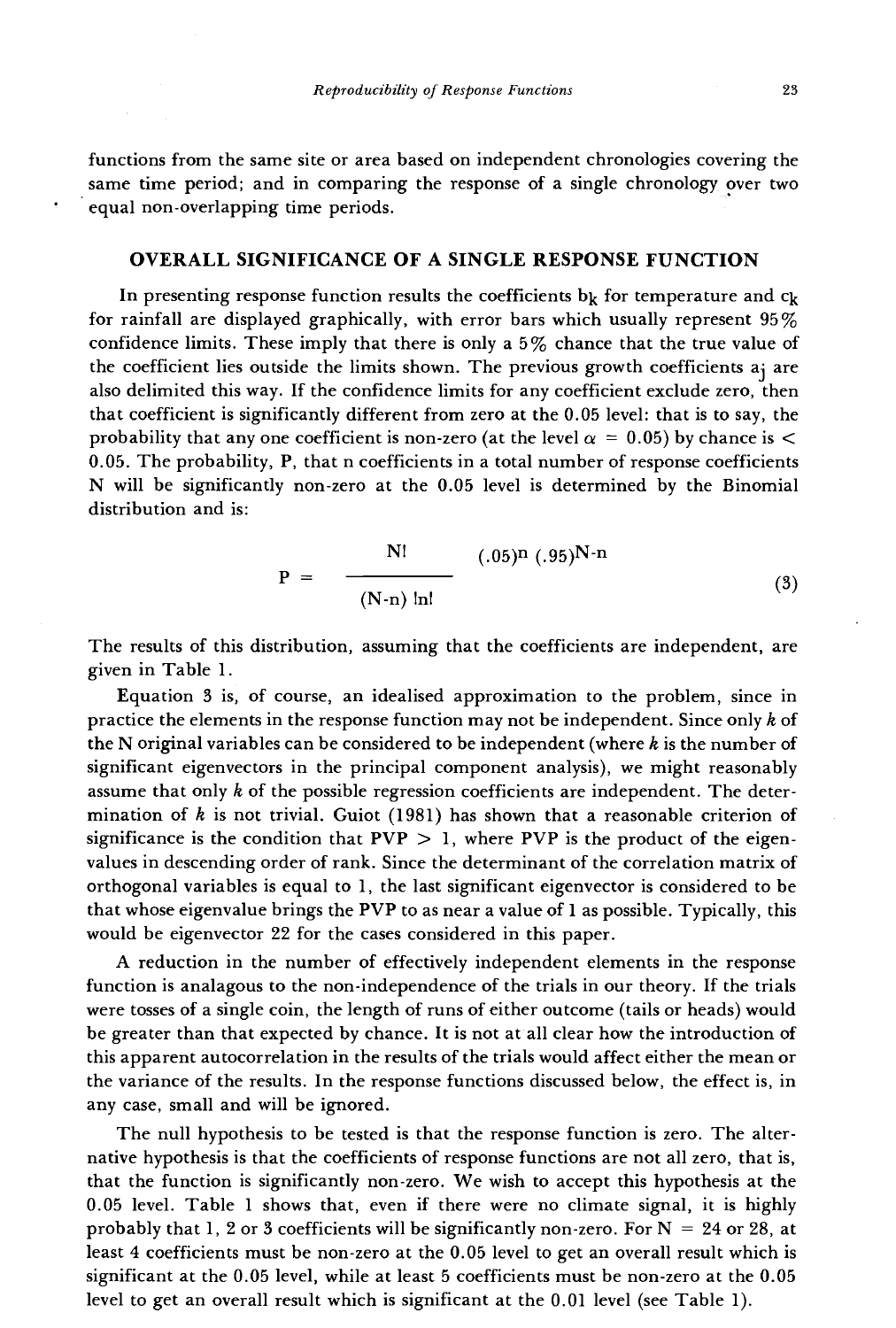functions from the same site or area based on independent chronologies covering the same time period; and in comparing the response of a single chronology over two equal non-overlapping time periods.

## OVERALL SIGNIFICANCE OF A SINGLE RESPONSE FUNCTION

In presenting response function results the coefficients $b_k$ for temperature and $c_k$ for rainfall are displayed graphically, with error bars which usually represent 95% confidence limits. These imply that there is only a 5% chance that the true value of the coefficient lies outside the limits shown. The previous growth coefficients $a_j$ are also delimited this way. If the confidence limits for any coefficient exclude zero, then that coefficient is significantly different from zero at the 0.05 level: that is to say, the probability that any one coefficient is non-zero (at the level $\alpha = 0.05$) by chance is $< 0.05$. The probability, P, that n coefficients in a total number of response coefficients N will be significantly non-zero at the 0.05 level is determined by the Binomial distribution and is:

$$P = \frac{N!}{(N-n)!n!} (.05)^n (.95)^{N-n} \tag{3}$$

The results of this distribution, assuming that the coefficients are independent, are given in Table 1.

Equation 3 is, of course, an idealised approximation to the problem, since in practice the elements in the response function may not be independent. Since only $k$ of the N original variables can be considered to be independent (where $k$ is the number of significant eigenvectors in the principal component analysis), we might reasonably assume that only $k$ of the possible regression coefficients are independent. The determination of $k$ is not trivial. Guiot (1981) has shown that a reasonable criterion of significance is the condition that PVP $> 1$, where PVP is the product of the eigenvalues in descending order of rank. Since the determinant of the correlation matrix of orthogonal variables is equal to 1, the last significant eigenvector is considered to be that whose eigenvalue brings the PVP to as near a value of 1 as possible. Typically, this would be eigenvector 22 for the cases considered in this paper.

A reduction in the number of effectively independent elements in the response function is analagous to the non-independence of the trials in our theory. If the trials were tosses of a single coin, the length of runs of either outcome (tails or heads) would be greater than that expected by chance. It is not at all clear how the introduction of this apparent autocorrelation in the results of the trials would affect either the mean or the variance of the results. In the response functions discussed below, the effect is, in any case, small and will be ignored.

The null hypothesis to be tested is that the response function is zero. The alternative hypothesis is that the coefficients of response functions are not all zero, that is, that the function is significantly non-zero. We wish to accept this hypothesis at the 0.05 level. Table 1 shows that, even if there were no climate signal, it is highly probably that 1, 2 or 3 coefficients will be significantly non-zero. For N = 24 or 28, at least 4 coefficients must be non-zero at the 0.05 level to get an overall result which is significant at the 0.05 level, while at least 5 coefficients must be non-zero at the 0.05 level to get an overall result which is significant at the 0.01 level (see Table 1).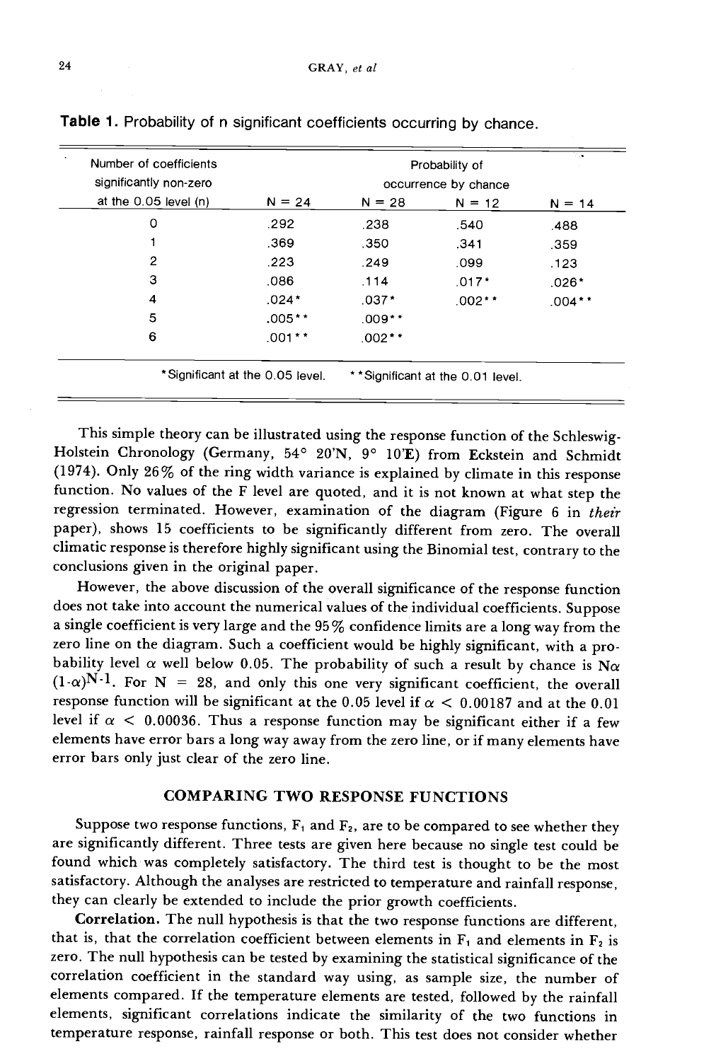**Table 1.** Probability of n significant coefficients occurring by chance.

| Number of coefficients significantly non-zero at the 0.05 level (n) | Probability of occurrence by chance | | | |
|---|---|---|---|---|
| | N = 24 | N = 28 | N = 12 | N = 14 |
| 0 | .292 | .238 | .540 | .488 |
| 1 | .369 | .350 | .341 | .359 |
| 2 | .223 | .249 | .099 | .123 |
| 3 | .086 | .114 | .017* | .026* |
| 4 | .024* | .037* | .002** | .004** |
| 5 | .005** | .009** | | |
| 6 | .001** | .002** | | |

*Significant at the 0.05 level. **Significant at the 0.01 level.

This simple theory can be illustrated using the response function of the Schleswig-Holstein Chronology (Germany, 54° 20'N, 9° 10'E) from Eckstein and Schmidt (1974). Only 26% of the ring width variance is explained by climate in this response function. No values of the F level are quoted, and it is not known at what step the regression terminated. However, examination of the diagram (Figure 6 in *their* paper), shows 15 coefficients to be significantly different from zero. The overall climatic response is therefore highly significant using the Binomial test, contrary to the conclusions given in the original paper.

However, the above discussion of the overall significance of the response function does not take into account the numerical values of the individual coefficients. Suppose a single coefficient is very large and the 95% confidence limits are a long way from the zero line on the diagram. Such a coefficient would be highly significant, with a probability level $\alpha$ well below 0.05. The probability of such a result by chance is $N\alpha(1-\alpha)^{N-1}$. For $N = 28$, and only this one very significant coefficient, the overall response function will be significant at the 0.05 level if $\alpha < 0.00187$ and at the 0.01 level if $\alpha < 0.00036$. Thus a response function may be significant either if a few elements have error bars a long way away from the zero line, or if many elements have error bars only just clear of the zero line.

## COMPARING TWO RESPONSE FUNCTIONS

Suppose two response functions, $F_1$ and $F_2$, are to be compared to see whether they are significantly different. Three tests are given here because no single test could be found which was completely satisfactory. The third test is thought to be the most satisfactory. Although the analyses are restricted to temperature and rainfall response, they can clearly be extended to include the prior growth coefficients.

**Correlation.** The null hypothesis is that the two response functions are different, that is, that the correlation coefficient between elements in $F_1$ and elements in $F_2$ is zero. The null hypothesis can be tested by examining the statistical significance of the correlation coefficient in the standard way using, as sample size, the number of elements compared. If the temperature elements are tested, followed by the rainfall elements, significant correlations indicate the similarity of the two functions in temperature response, rainfall response or both. This test does not consider whether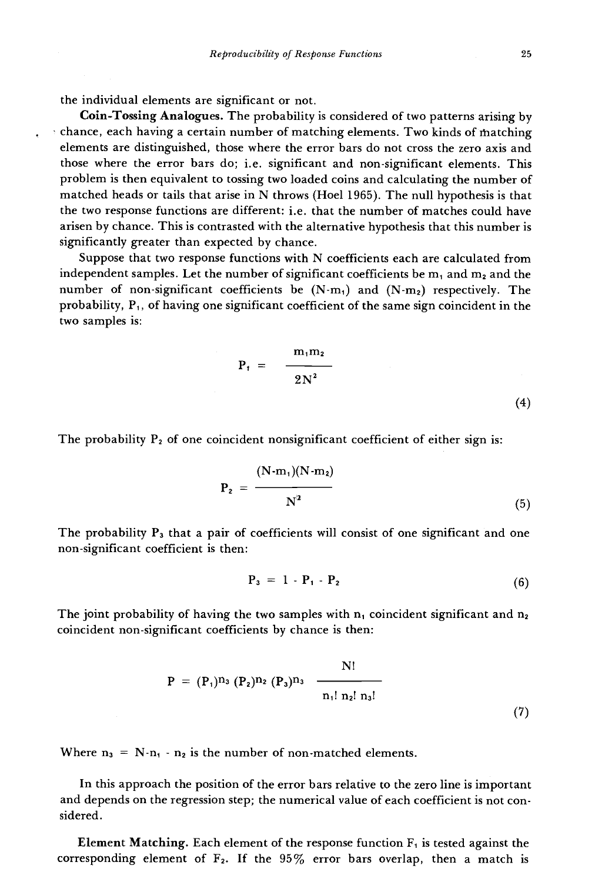the individual elements are significant or not.

**Coin-Tossing Analogues.** The probability is considered of two patterns arising by chance, each having a certain number of matching elements. Two kinds of matching elements are distinguished, those where the error bars do not cross the zero axis and those where the error bars do; i.e. significant and non-significant elements. This problem is then equivalent to tossing two loaded coins and calculating the number of matched heads or tails that arise in N throws (Hoel 1965). The null hypothesis is that the two response functions are different: i.e. that the number of matches could have arisen by chance. This is contrasted with the alternative hypothesis that this number is significantly greater than expected by chance.

Suppose that two response functions with N coefficients each are calculated from independent samples. Let the number of significant coefficients be $m_1$ and $m_2$ and the number of non-significant coefficients be $(N\text{-}m_1)$ and $(N\text{-}m_2)$ respectively. The probability, $P_1$, of having one significant coefficient of the same sign coincident in the two samples is:

$$P_1 = \frac{m_1 m_2}{2N^2} \tag{4}$$

The probability $P_2$ of one coincident nonsignificant coefficient of either sign is:

$$P_2 = \frac{(N-m_1)(N-m_2)}{N^2} \tag{5}$$

The probability $P_3$ that a pair of coefficients will consist of one significant and one non-significant coefficient is then:

$$P_3 = 1 - P_1 - P_2 \tag{6}$$

The joint probability of having the two samples with $n_1$ coincident significant and $n_2$ coincident non-significant coefficients by chance is then:

$$P = (P_1)^{n_3} (P_2)^{n_2} (P_3)^{n_3} \frac{N!}{n_1!\, n_2!\, n_3!} \tag{7}$$

Where $n_3 = N\text{-}n_1 - n_2$ is the number of non-matched elements.

In this approach the position of the error bars relative to the zero line is important and depends on the regression step; the numerical value of each coefficient is not considered.

**Element Matching.** Each element of the response function $F_1$ is tested against the corresponding element of $F_2$. If the 95% error bars overlap, then a match is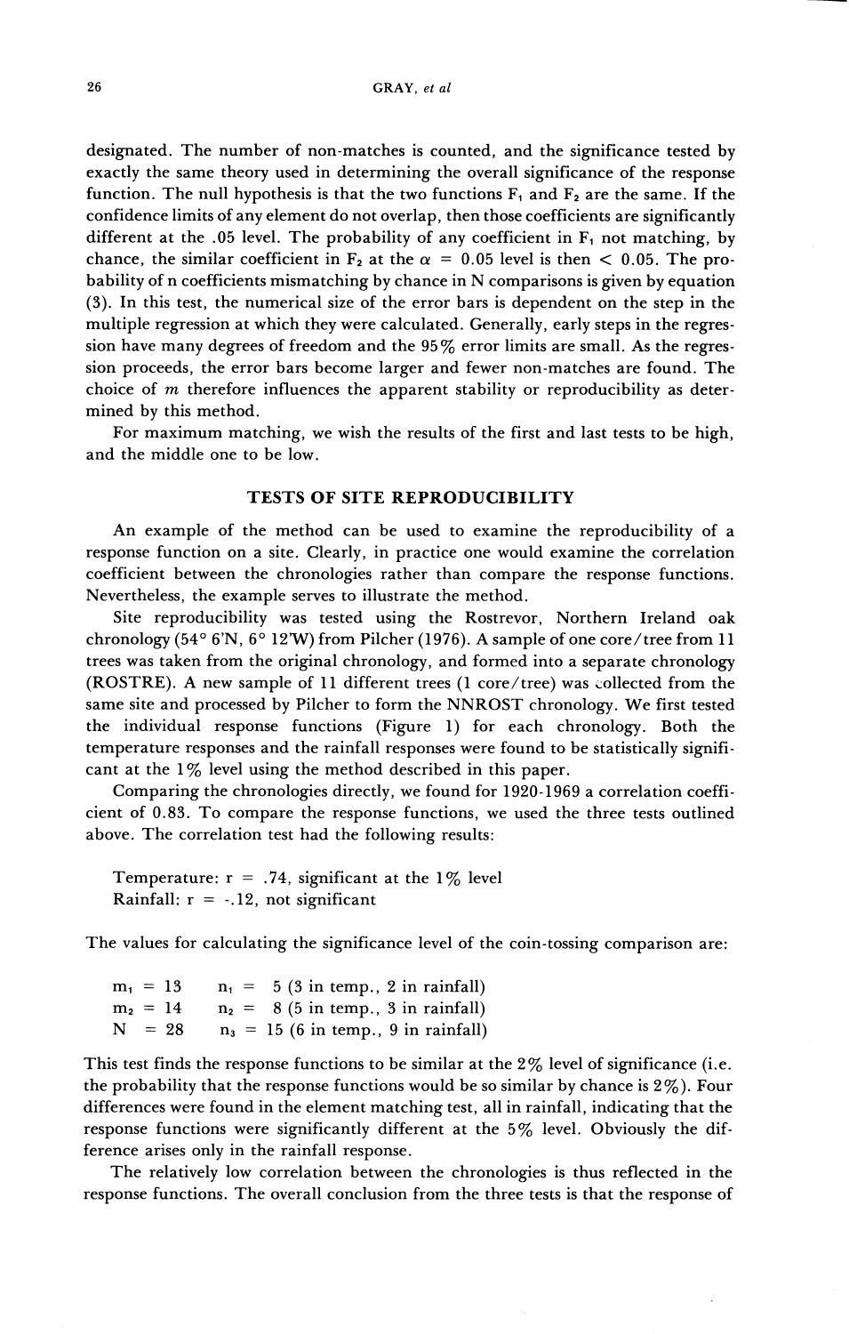designated. The number of non-matches is counted, and the significance tested by exactly the same theory used in determining the overall significance of the response function. The null hypothesis is that the two functions $F_1$ and $F_2$ are the same. If the confidence limits of any element do not overlap, then those coefficients are significantly different at the .05 level. The probability of any coefficient in $F_1$ not matching, by chance, the similar coefficient in $F_2$ at the $\alpha = 0.05$ level is then $< 0.05$. The probability of n coefficients mismatching by chance in N comparisons is given by equation (3). In this test, the numerical size of the error bars is dependent on the step in the multiple regression at which they were calculated. Generally, early steps in the regression have many degrees of freedom and the 95% error limits are small. As the regression proceeds, the error bars become larger and fewer non-matches are found. The choice of $m$ therefore influences the apparent stability or reproducibility as determined by this method.

For maximum matching, we wish the results of the first and last tests to be high, and the middle one to be low.

## TESTS OF SITE REPRODUCIBILITY

An example of the method can be used to examine the reproducibility of a response function on a site. Clearly, in practice one would examine the correlation coefficient between the chronologies rather than compare the response functions. Nevertheless, the example serves to illustrate the method.

Site reproducibility was tested using the Rostrevor, Northern Ireland oak chronology (54° 6'N, 6° 12'W) from Pilcher (1976). A sample of one core/tree from 11 trees was taken from the original chronology, and formed into a separate chronology (ROSTRE). A new sample of 11 different trees (1 core/tree) was collected from the same site and processed by Pilcher to form the NNROST chronology. We first tested the individual response functions (Figure 1) for each chronology. Both the temperature responses and the rainfall responses were found to be statistically significant at the 1% level using the method described in this paper.

Comparing the chronologies directly, we found for 1920-1969 a correlation coefficient of 0.83. To compare the response functions, we used the three tests outlined above. The correlation test had the following results:

Temperature: $r = .74$, significant at the 1% level
Rainfall: $r = -.12$, not significant

The values for calculating the significance level of the coin-tossing comparison are:

$m_1 = 13$ $\quad n_1 = 5$ (3 in temp., 2 in rainfall)
$m_2 = 14$ $\quad n_2 = 8$ (5 in temp., 3 in rainfall)
$N = 28$ $\quad n_3 = 15$ (6 in temp., 9 in rainfall)

This test finds the response functions to be similar at the 2% level of significance (i.e. the probability that the response functions would be so similar by chance is 2%). Four differences were found in the element matching test, all in rainfall, indicating that the response functions were significantly different at the 5% level. Obviously the difference arises only in the rainfall response.

The relatively low correlation between the chronologies is thus reflected in the response functions. The overall conclusion from the three tests is that the response of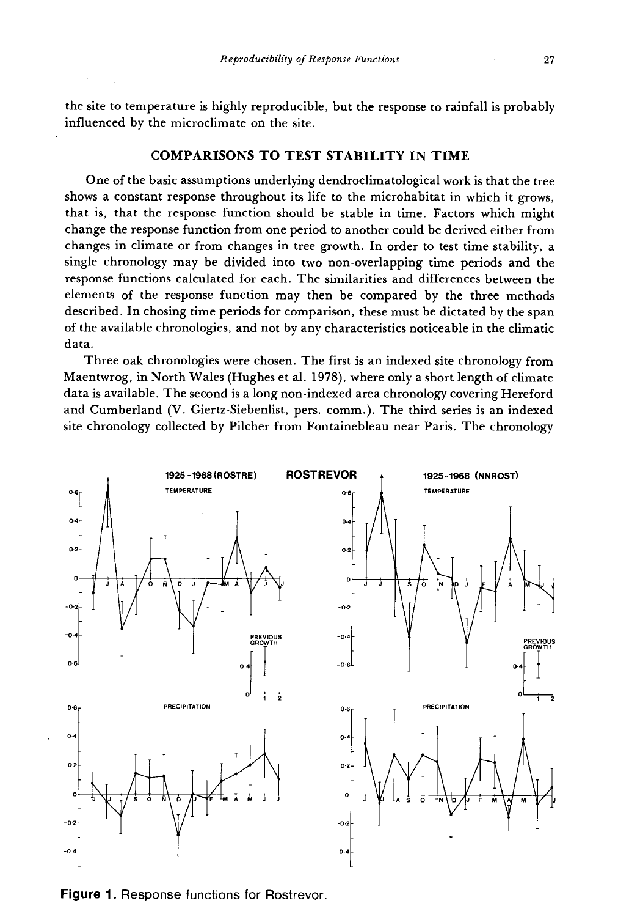the site to temperature is highly reproducible, but the response to rainfall is probably influenced by the microclimate on the site.

## COMPARISONS TO TEST STABILITY IN TIME

One of the basic assumptions underlying dendroclimatological work is that the tree shows a constant response throughout its life to the microhabitat in which it grows, that is, that the response function should be stable in time. Factors which might change the response function from one period to another could be derived either from changes in climate or from changes in tree growth. In order to test time stability, a single chronology may be divided into two non-overlapping time periods and the response functions calculated for each. The similarities and differences between the elements of the response function may then be compared by the three methods described. In chosing time periods for comparison, these must be dictated by the span of the available chronologies, and not by any characteristics noticeable in the climatic data.

Three oak chronologies were chosen. The first is an indexed site chronology from Maentwrog, in North Wales (Hughes et al. 1978), where only a short length of climate data is available. The second is a long non-indexed area chronology covering Hereford and Cumberland (V. Giertz-Siebenlist, pers. comm.). The third series is an indexed site chronology collected by Pilcher from Fontainebleau near Paris. The chronology

**Figure 1.** Response functions for Rostrevor.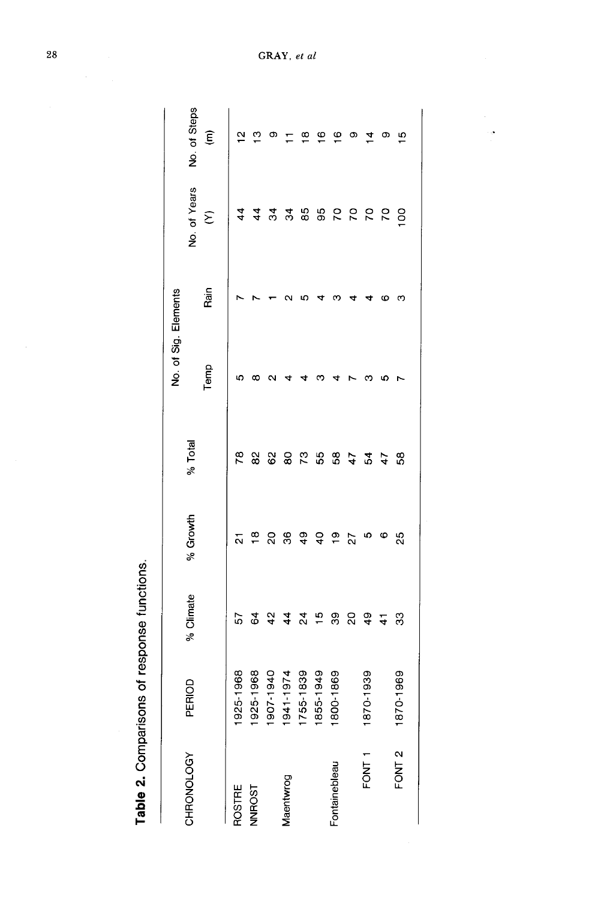**Table 2.** Comparisons of response functions.

| CHRONOLOGY | PERIOD | % Climate | % Growth | % Total | No. of Sig. Elements | | No. of Years | No. of Steps |
|---|---|---|---|---|---|---|---|---|
| | | | | | Temp | Rain | (Y) | (m) |
| ROSTRE | 1925-1968 | 57 | 21 | 78 | 5 | 7 | 44 | 12 |
| NNROST | 1925-1968 | 64 | 18 | 82 | 8 | 7 | 44 | 13 |
| Maentwrog | 1907-1940 | 42 | 20 | 62 | 2 | 1 | 34 | 9 |
| | 1941-1974 | 44 | 36 | 80 | 4 | 2 | 34 | 11 |
| | 1755-1839 | 24 | 49 | 73 | 4 | 5 | 85 | 18 |
| | 1855-1949 | 15 | 40 | 55 | 3 | 4 | 95 | 16 |
| Fontainebleau | 1800-1869 | 39 | 19 | 58 | 4 | 3 | 70 | 16 |
| | | 20 | 27 | 47 | 7 | 4 | 70 | 9 |
| FONT 1 | 1870-1939 | 49 | 5 | 54 | 3 | 4 | 70 | 14 |
| | | 41 | 6 | 47 | 5 | 6 | 70 | 9 |
| FONT 2 | 1870-1969 | 33 | 25 | 58 | 7 | 3 | 100 | 15 |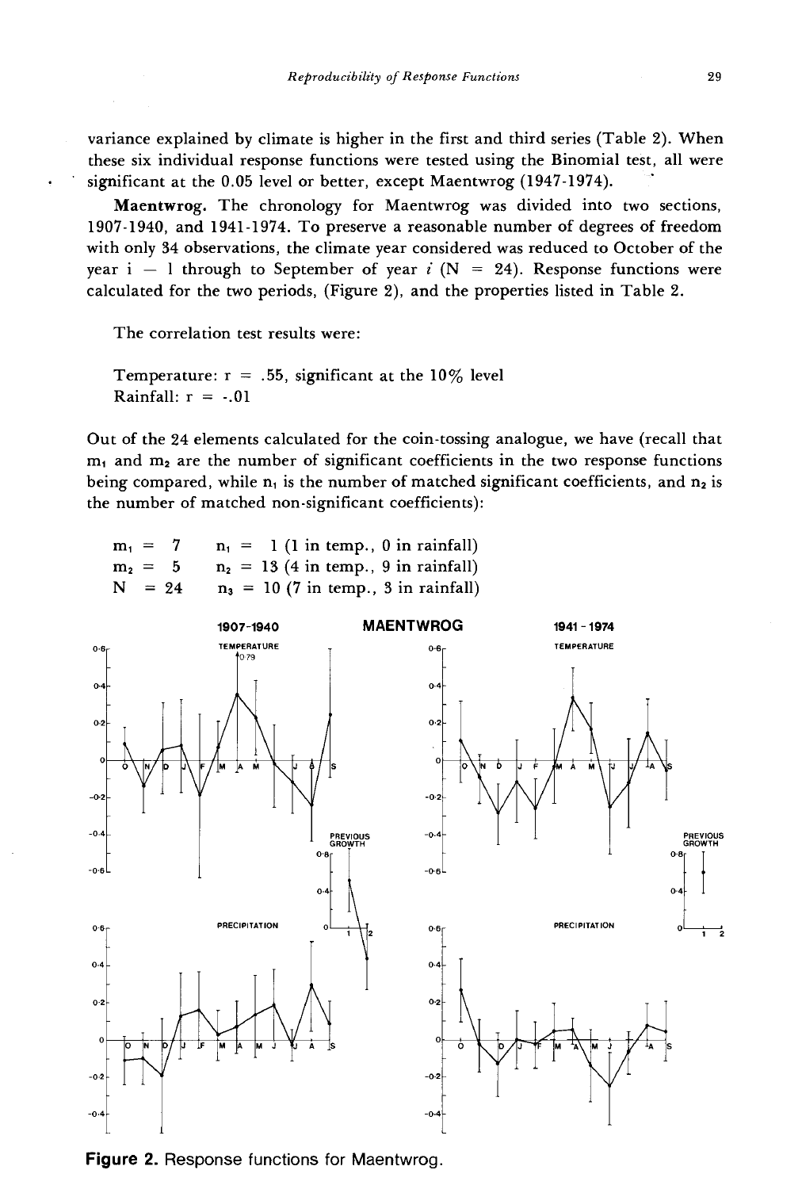variance explained by climate is higher in the first and third series (Table 2). When these six individual response functions were tested using the Binomial test, all were significant at the 0.05 level or better, except Maentwrog (1947-1974).

**Maentwrog.** The chronology for Maentwrog was divided into two sections, 1907-1940, and 1941-1974. To preserve a reasonable number of degrees of freedom with only 34 observations, the climate year considered was reduced to October of the year i − 1 through to September of year *i* (N = 24). Response functions were calculated for the two periods, (Figure 2), and the properties listed in Table 2.

The correlation test results were:

Temperature: r = .55, significant at the 10% level
Rainfall: r = -.01

Out of the 24 elements calculated for the coin-tossing analogue, we have (recall that $m_1$ and $m_2$ are the number of significant coefficients in the two response functions being compared, while $n_1$ is the number of matched significant coefficients, and $n_2$ is the number of matched non-significant coefficients):

$m_1$ = 7 $n_1$ = 1 (1 in temp., 0 in rainfall)
$m_2$ = 5 $n_2$ = 13 (4 in temp., 9 in rainfall)
N = 24 $n_3$ = 10 (7 in temp., 3 in rainfall)

**Figure 2.** Response functions for Maentwrog.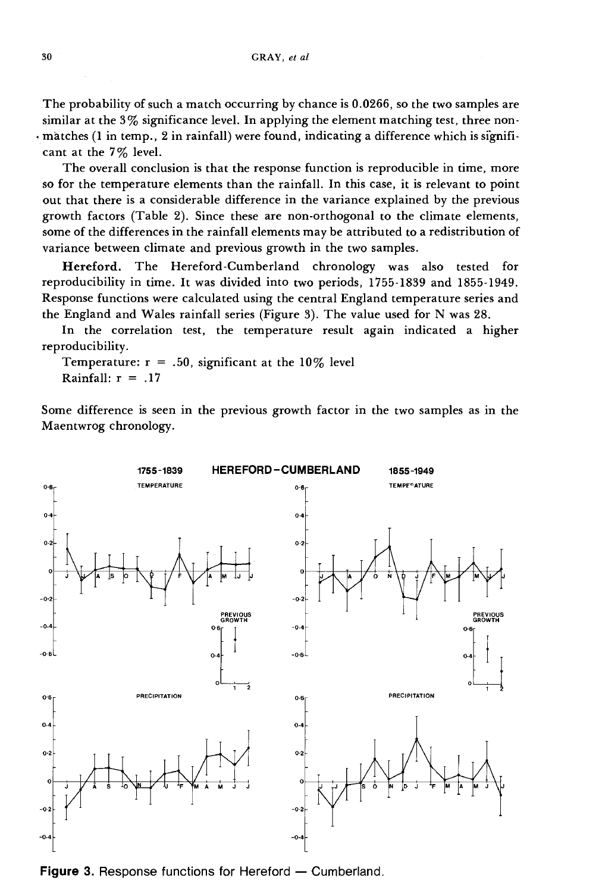The probability of such a match occurring by chance is 0.0266, so the two samples are similar at the 3% significance level. In applying the element matching test, three non-matches (1 in temp., 2 in rainfall) were found, indicating a difference which is significant at the 7% level.

The overall conclusion is that the response function is reproducible in time, more so for the temperature elements than the rainfall. In this case, it is relevant to point out that there is a considerable difference in the variance explained by the previous growth factors (Table 2). Since these are non-orthogonal to the climate elements, some of the differences in the rainfall elements may be attributed to a redistribution of variance between climate and previous growth in the two samples.

**Hereford.** The Hereford-Cumberland chronology was also tested for reproducibility in time. It was divided into two periods, 1755-1839 and 1855-1949. Response functions were calculated using the central England temperature series and the England and Wales rainfall series (Figure 3). The value used for N was 28.

In the correlation test, the temperature result again indicated a higher reproducibility.

Temperature: $r = .50$, significant at the 10% level
Rainfall: $r = .17$

Some difference is seen in the previous growth factor in the two samples as in the Maentwrog chronology.

**Figure 3.** Response functions for Hereford — Cumberland.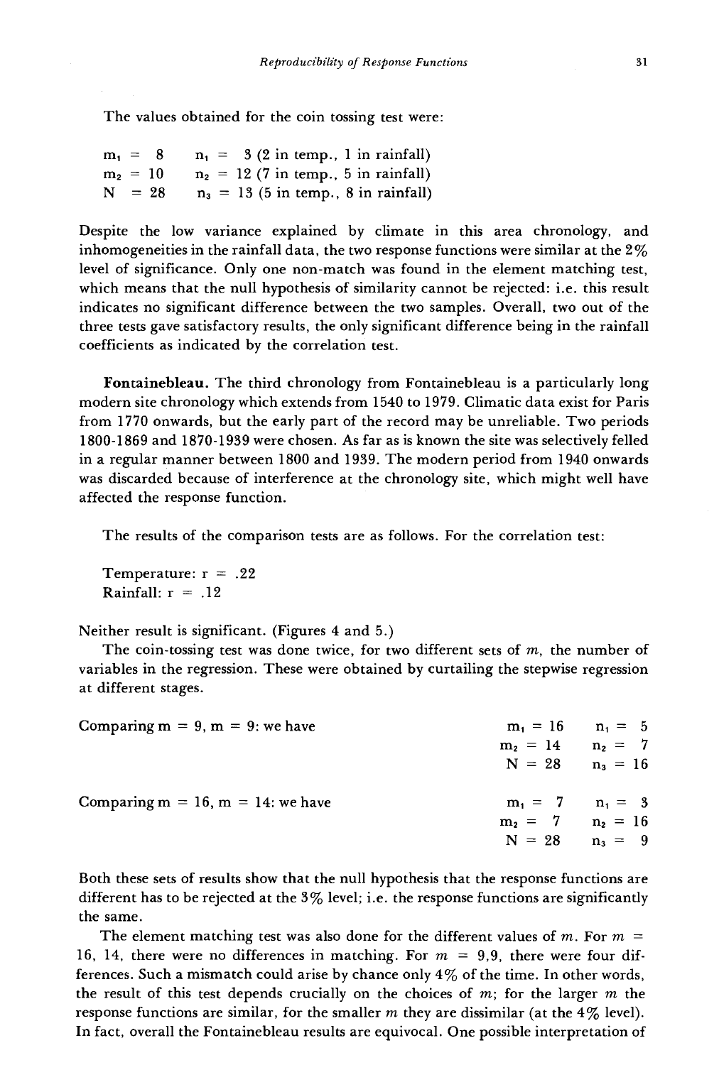The values obtained for the coin tossing test were:

$m_1 = 8$ $n_1 = 3$ (2 in temp., 1 in rainfall)
$m_2 = 10$ $n_2 = 12$ (7 in temp., 5 in rainfall)
$N = 28$ $n_3 = 13$ (5 in temp., 8 in rainfall)

Despite the low variance explained by climate in this area chronology, and inhomogeneities in the rainfall data, the two response functions were similar at the 2% level of significance. Only one non-match was found in the element matching test, which means that the null hypothesis of similarity cannot be rejected: i.e. this result indicates no significant difference between the two samples. Overall, two out of the three tests gave satisfactory results, the only significant difference being in the rainfall coefficients as indicated by the correlation test.

**Fontainebleau.** The third chronology from Fontainebleau is a particularly long modern site chronology which extends from 1540 to 1979. Climatic data exist for Paris from 1770 onwards, but the early part of the record may be unreliable. Two periods 1800-1869 and 1870-1939 were chosen. As far as is known the site was selectively felled in a regular manner between 1800 and 1939. The modern period from 1940 onwards was discarded because of interference at the chronology site, which might well have affected the response function.

The results of the comparison tests are as follows. For the correlation test:

Temperature: $r = .22$
Rainfall: $r = .12$

Neither result is significant. (Figures 4 and 5.)

The coin-tossing test was done twice, for two different sets of $m$, the number of variables in the regression. These were obtained by curtailing the stepwise regression at different stages.

Comparing $m = 9$, $m = 9$: we have

$m_1 = 16$ $n_1 = 5$
$m_2 = 14$ $n_2 = 7$
$N = 28$ $n_3 = 16$

Comparing $m = 16$, $m = 14$: we have

$m_1 = 7$ $n_1 = 3$
$m_2 = 7$ $n_2 = 16$
$N = 28$ $n_3 = 9$

Both these sets of results show that the null hypothesis that the response functions are different has to be rejected at the 3% level; i.e. the response functions are significantly the same.

The element matching test was also done for the different values of $m$. For $m = 16, 14$, there were no differences in matching. For $m = 9,9$, there were four differences. Such a mismatch could arise by chance only 4% of the time. In other words, the result of this test depends crucially on the choices of $m$; for the larger $m$ the response functions are similar, for the smaller $m$ they are dissimilar (at the 4% level). In fact, overall the Fontainebleau results are equivocal. One possible interpretation of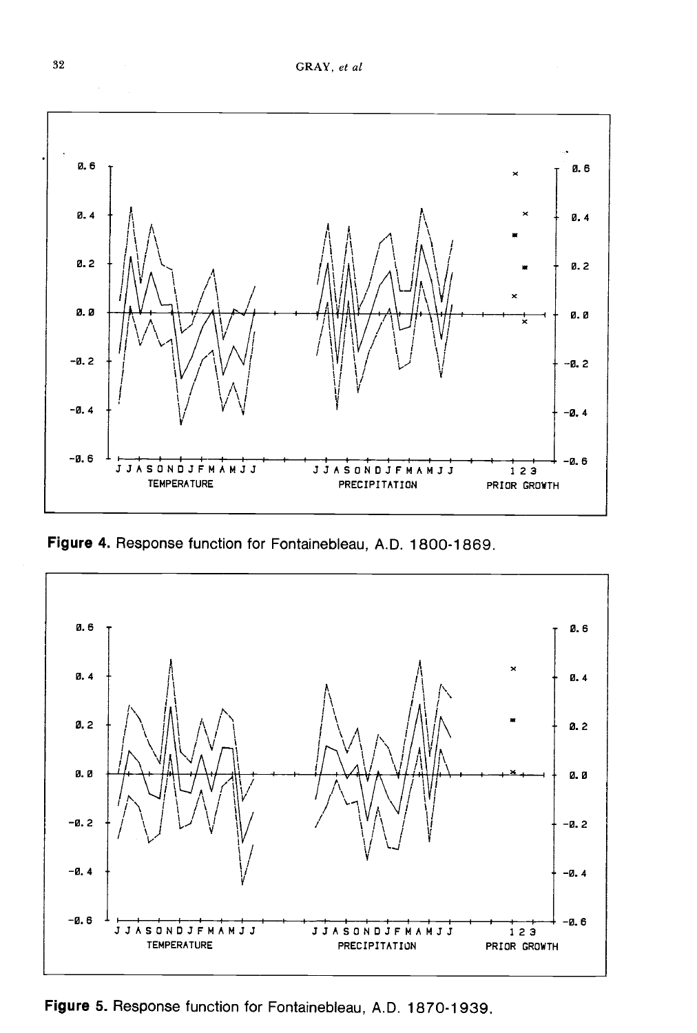Figure 4. Response function for Fontainebleau, A.D. 1800-1869.

Figure 5. Response function for Fontainebleau, A.D. 1870-1939.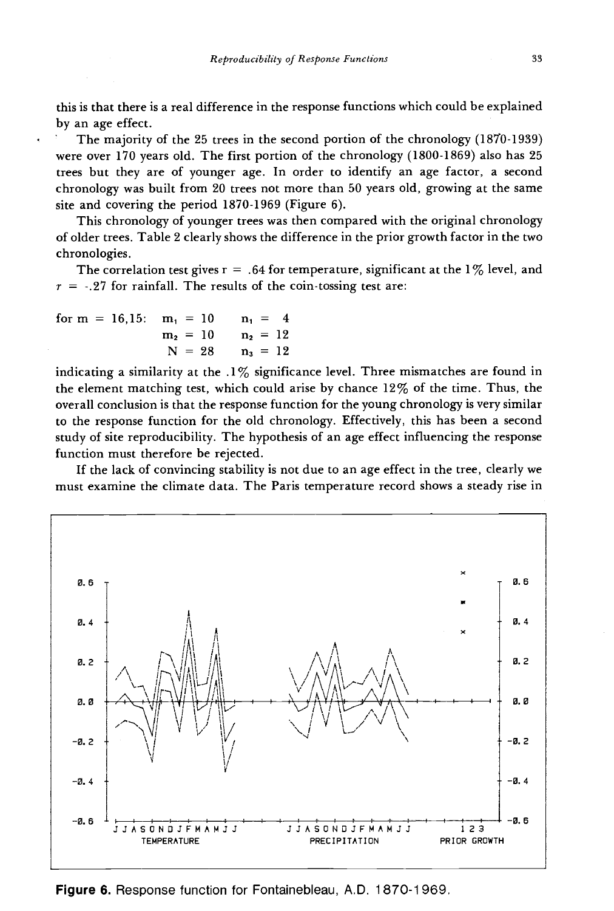this is that there is a real difference in the response functions which could be explained by an age effect.

The majority of the 25 trees in the second portion of the chronology (1870-1939) were over 170 years old. The first portion of the chronology (1800-1869) also has 25 trees but they are of younger age. In order to identify an age factor, a second chronology was built from 20 trees not more than 50 years old, growing at the same site and covering the period 1870-1969 (Figure 6).

This chronology of younger trees was then compared with the original chronology of older trees. Table 2 clearly shows the difference in the prior growth factor in the two chronologies.

The correlation test gives $r = .64$ for temperature, significant at the 1% level, and $r = -.27$ for rainfall. The results of the coin-tossing test are:

$$\text{for } m = 16{,}15: \quad \begin{array}{ll} m_1 = 10 & n_1 = 4 \\ m_2 = 10 & n_2 = 12 \\ N = 28 & n_3 = 12 \end{array}$$

indicating a similarity at the .1% significance level. Three mismatches are found in the element matching test, which could arise by chance 12% of the time. Thus, the overall conclusion is that the response function for the young chronology is very similar to the response function for the old chronology. Effectively, this has been a second study of site reproducibility. The hypothesis of an age effect influencing the response function must therefore be rejected.

If the lack of convincing stability is not due to an age effect in the tree, clearly we must examine the climate data. The Paris temperature record shows a steady rise in

**Figure 6.** Response function for Fontainebleau, A.D. 1870-1969.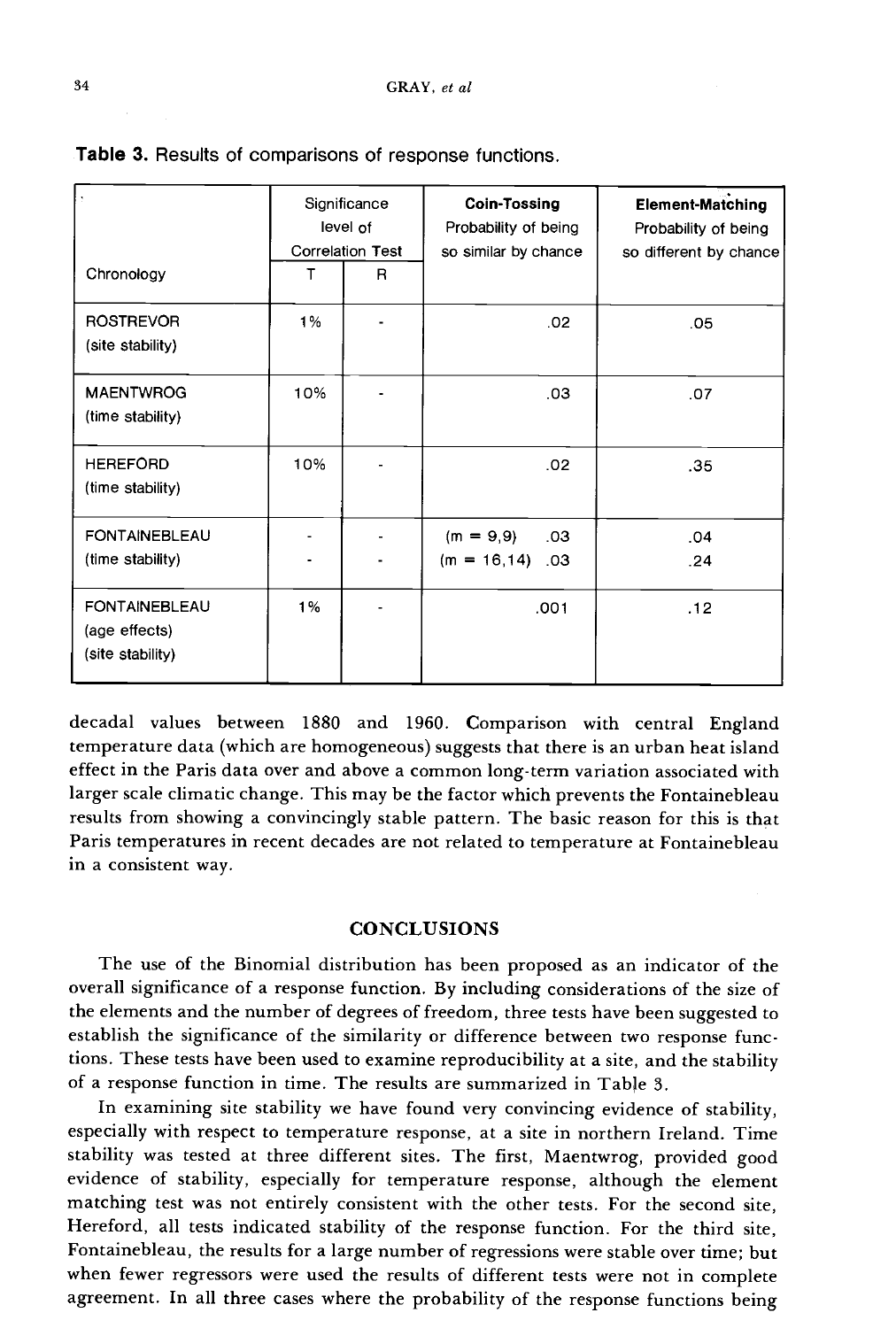**Table 3.** Results of comparisons of response functions.

| Chronology | Significance level of Correlation Test | | Coin-Tossing Probability of being so similar by chance | Element-Matching Probability of being so different by chance |
|---|---|---|---|---|
| | T | R | | |
| ROSTREVOR (site stability) | 1% | - | .02 | .05 |
| MAENTWROG (time stability) | 10% | - | .03 | .07 |
| HEREFORD (time stability) | 10% | - | .02 | .35 |
| FONTAINEBLEAU (time stability) | - | - | (m = 9,9) .03 | .04 |
| | - | - | (m = 16,14) .03 | .24 |
| FONTAINEBLEAU (age effects) (site stability) | 1% | - | .001 | .12 |

decadal values between 1880 and 1960. Comparison with central England temperature data (which are homogeneous) suggests that there is an urban heat island effect in the Paris data over and above a common long-term variation associated with larger scale climatic change. This may be the factor which prevents the Fontainebleau results from showing a convincingly stable pattern. The basic reason for this is that Paris temperatures in recent decades are not related to temperature at Fontainebleau in a consistent way.

## CONCLUSIONS

The use of the Binomial distribution has been proposed as an indicator of the overall significance of a response function. By including considerations of the size of the elements and the number of degrees of freedom, three tests have been suggested to establish the significance of the similarity or difference between two response functions. These tests have been used to examine reproducibility at a site, and the stability of a response function in time. The results are summarized in Table 3.

In examining site stability we have found very convincing evidence of stability, especially with respect to temperature response, at a site in northern Ireland. Time stability was tested at three different sites. The first, Maentwrog, provided good evidence of stability, especially for temperature response, although the element matching test was not entirely consistent with the other tests. For the second site, Hereford, all tests indicated stability of the response function. For the third site, Fontainebleau, the results for a large number of regressions were stable over time; but when fewer regressors were used the results of different tests were not in complete agreement. In all three cases where the probability of the response functions being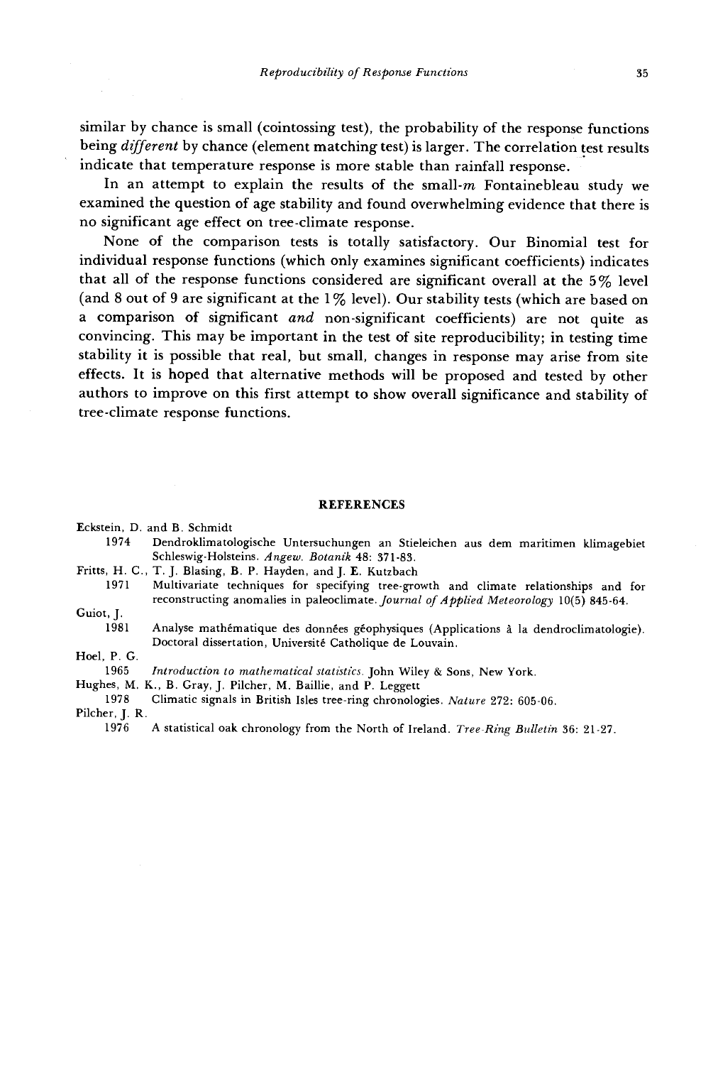similar by chance is small (cointossing test), the probability of the response functions being *different* by chance (element matching test) is larger. The correlation test results indicate that temperature response is more stable than rainfall response.

In an attempt to explain the results of the small-$m$ Fontainebleau study we examined the question of age stability and found overwhelming evidence that there is no significant age effect on tree-climate response.

None of the comparison tests is totally satisfactory. Our Binomial test for individual response functions (which only examines significant coefficients) indicates that all of the response functions considered are significant overall at the 5% level (and 8 out of 9 are significant at the 1% level). Our stability tests (which are based on a comparison of significant *and* non-significant coefficients) are not quite as convincing. This may be important in the test of site reproducibility; in testing time stability it is possible that real, but small, changes in response may arise from site effects. It is hoped that alternative methods will be proposed and tested by other authors to improve on this first attempt to show overall significance and stability of tree-climate response functions.

## REFERENCES

Eckstein, D. and B. Schmidt
1974 Dendroklimatologische Untersuchungen an Stieleichen aus dem maritimen klimagebiet Schleswig-Holsteins. *Angew. Botanik* 48: 371-83.

Fritts, H. C., T. J. Blasing, B. P. Hayden, and J. E. Kutzbach
1971 Multivariate techniques for specifying tree-growth and climate relationships and for reconstructing anomalies in paleoclimate. *Journal of Applied Meteorology* 10(5) 845-64.

Guiot, J.
1981 Analyse mathématique des données géophysiques (Applications à la dendroclimatologie). Doctoral dissertation, Université Catholique de Louvain.

Hoel, P. G.
1965 *Introduction to mathematical statistics.* John Wiley & Sons, New York.

Hughes, M. K., B. Gray, J. Pilcher, M. Baillie, and P. Leggett
1978 Climatic signals in British Isles tree-ring chronologies. *Nature* 272: 605-06.

Pilcher, J. R.
1976 A statistical oak chronology from the North of Ireland. *Tree-Ring Bulletin* 36: 21-27.